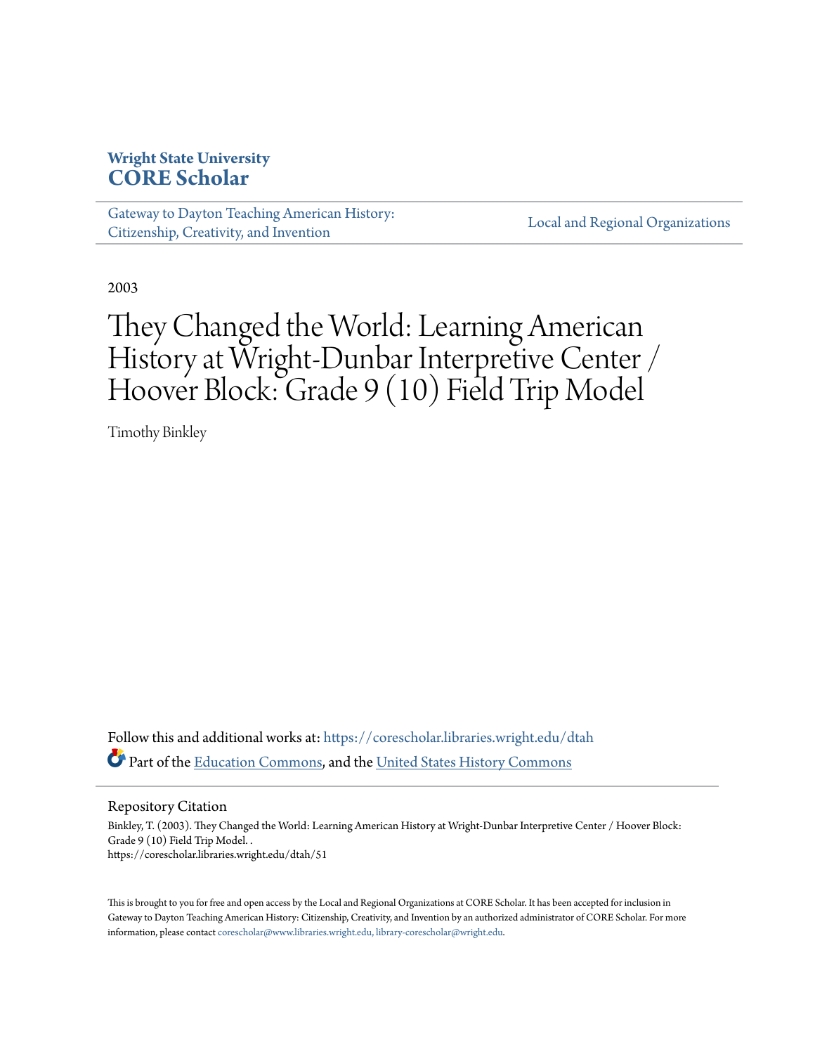**Wright State University**
**CORE Scholar**

Gateway to Dayton Teaching American History: Citizenship, Creativity, and Invention

Local and Regional Organizations

2003

# They Changed the World: Learning American History at Wright-Dunbar Interpretive Center / Hoover Block: Grade 9 (10) Field Trip Model

Timothy Binkley

Follow this and additional works at: https://corescholar.libraries.wright.edu/dtah

Part of the Education Commons, and the United States History Commons

Repository Citation

Binkley, T. (2003). They Changed the World: Learning American History at Wright-Dunbar Interpretive Center / Hoover Block: Grade 9 (10) Field Trip Model. .
https://corescholar.libraries.wright.edu/dtah/51

This is brought to you for free and open access by the Local and Regional Organizations at CORE Scholar. It has been accepted for inclusion in Gateway to Dayton Teaching American History: Citizenship, Creativity, and Invention by an authorized administrator of CORE Scholar. For more information, please contact corescholar@www.libraries.wright.edu, library-corescholar@wright.edu.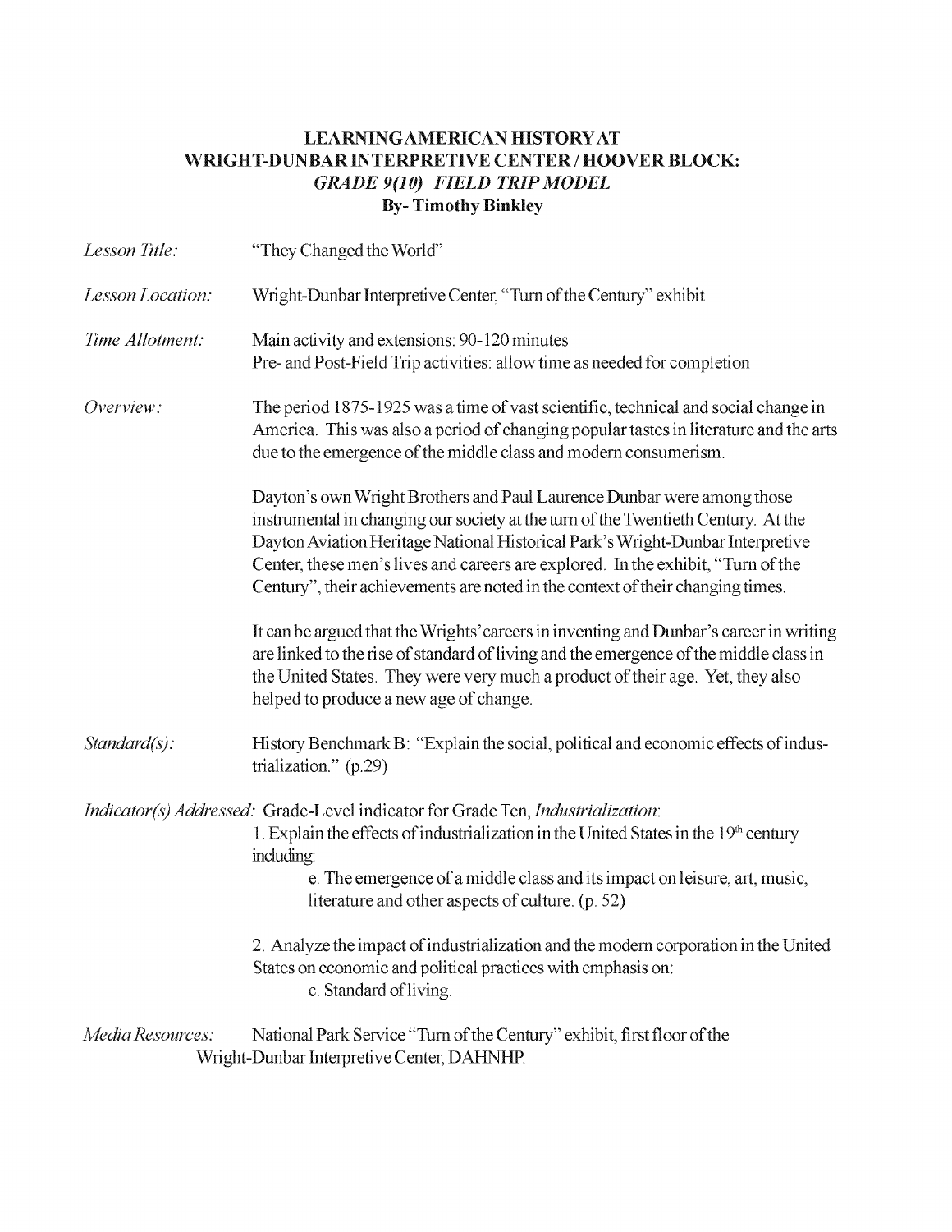# LEARNING AMERICAN HISTORY AT WRIGHT-DUNBAR INTERPRETIVE CENTER / HOOVER BLOCK: *GRADE 9(10) FIELD TRIP MODEL*

**By- Timothy Binkley**

*Lesson Title:* "They Changed the World"

*Lesson Location:* Wright-Dunbar Interpretive Center, "Turn of the Century" exhibit

*Time Allotment:* Main activity and extensions: 90-120 minutes
Pre- and Post-Field Trip activities: allow time as needed for completion

*Overview:* The period 1875-1925 was a time of vast scientific, technical and social change in America. This was also a period of changing popular tastes in literature and the arts due to the emergence of the middle class and modern consumerism.

Dayton's own Wright Brothers and Paul Laurence Dunbar were among those instrumental in changing our society at the turn of the Twentieth Century. At the Dayton Aviation Heritage National Historical Park's Wright-Dunbar Interpretive Center, these men's lives and careers are explored. In the exhibit, "Turn of the Century", their achievements are noted in the context of their changing times.

It can be argued that the Wrights' careers in inventing and Dunbar's career in writing are linked to the rise of standard of living and the emergence of the middle class in the United States. They were very much a product of their age. Yet, they also helped to produce a new age of change.

*Standard(s):* History Benchmark B: "Explain the social, political and economic effects of industrialization." (p.29)

*Indicator(s) Addressed:* Grade-Level indicator for Grade Ten, *Industrialization*:

1. Explain the effects of industrialization in the United States in the 19th century including:
   e. The emergence of a middle class and its impact on leisure, art, music, literature and other aspects of culture. (p. 52)

2. Analyze the impact of industrialization and the modern corporation in the United States on economic and political practices with emphasis on:
   c. Standard of living.

*Media Resources:* National Park Service "Turn of the Century" exhibit, first floor of the Wright-Dunbar Interpretive Center, DAHNHP.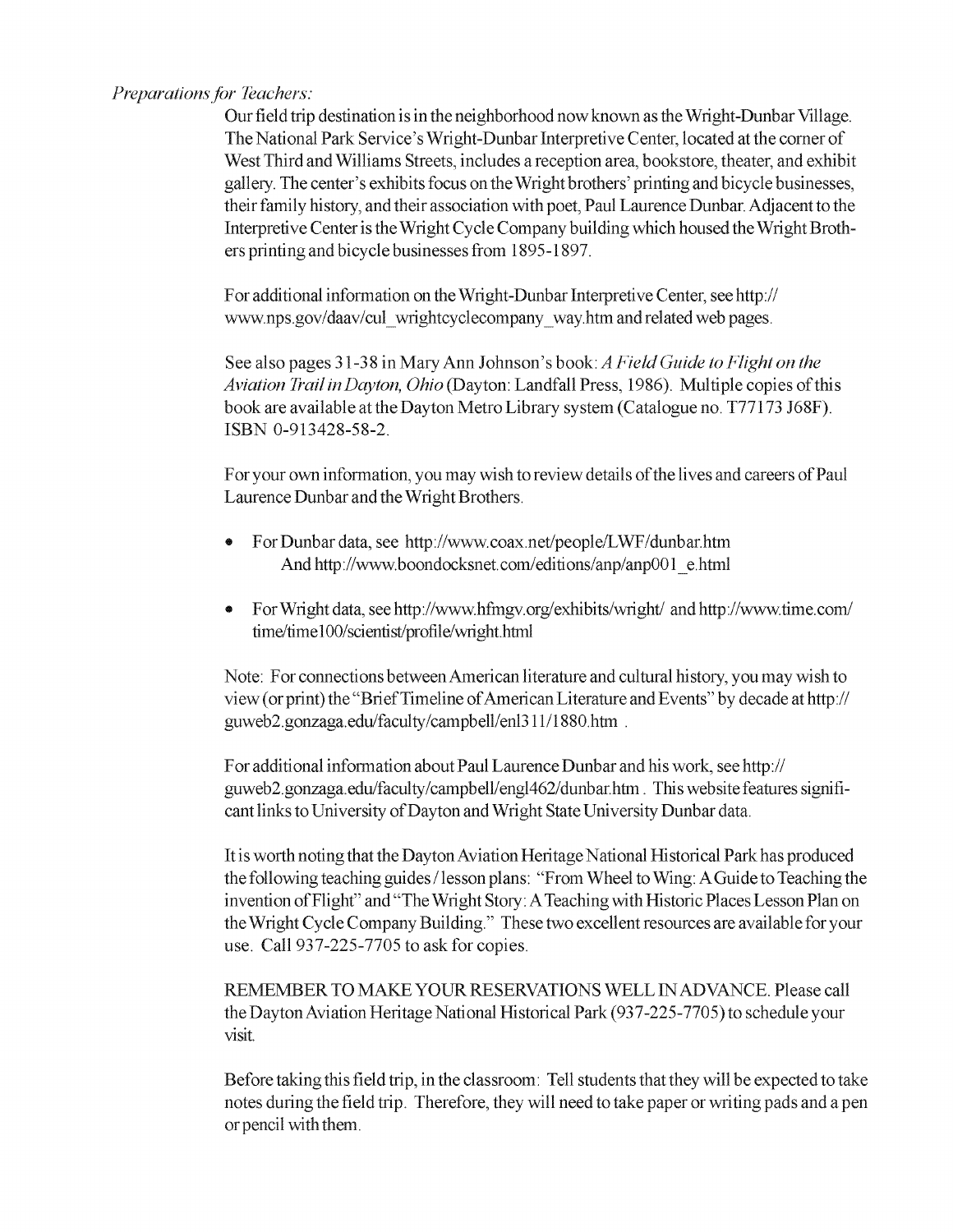*Preparations for Teachers:*

Our field trip destination is in the neighborhood now known as the Wright-Dunbar Village. The National Park Service's Wright-Dunbar Interpretive Center, located at the corner of West Third and Williams Streets, includes a reception area, bookstore, theater, and exhibit gallery. The center's exhibits focus on the Wright brothers' printing and bicycle businesses, their family history, and their association with poet, Paul Laurence Dunbar. Adjacent to the Interpretive Center is the Wright Cycle Company building which housed the Wright Brothers printing and bicycle businesses from 1895-1897.

For additional information on the Wright-Dunbar Interpretive Center, see http://www.nps.gov/daav/cul_wrightcyclecompany_way.htm and related web pages.

See also pages 31-38 in Mary Ann Johnson's book: *A Field Guide to Flight on the Aviation Trail in Dayton, Ohio* (Dayton: Landfall Press, 1986). Multiple copies of this book are available at the Dayton Metro Library system (Catalogue no. T77173 J68F). ISBN 0-913428-58-2.

For your own information, you may wish to review details of the lives and careers of Paul Laurence Dunbar and the Wright Brothers.

- For Dunbar data, see http://www.coax.net/people/LWF/dunbar.htm And http://www.boondocksnet.com/editions/anp/anp001_e.html
- For Wright data, see http://www.hfmgv.org/exhibits/wright/ and http://www.time.com/time/time100/scientist/profile/wright.html

Note: For connections between American literature and cultural history, you may wish to view (or print) the "Brief Timeline of American Literature and Events" by decade at http://guweb2.gonzaga.edu/faculty/campbell/enl311/1880.htm .

For additional information about Paul Laurence Dunbar and his work, see http://guweb2.gonzaga.edu/faculty/campbell/engl462/dunbar.htm . This website features significant links to University of Dayton and Wright State University Dunbar data.

It is worth noting that the Dayton Aviation Heritage National Historical Park has produced the following teaching guides / lesson plans: "From Wheel to Wing: A Guide to Teaching the invention of Flight" and "The Wright Story: A Teaching with Historic Places Lesson Plan on the Wright Cycle Company Building." These two excellent resources are available for your use. Call 937-225-7705 to ask for copies.

REMEMBER TO MAKE YOUR RESERVATIONS WELL IN ADVANCE. Please call the Dayton Aviation Heritage National Historical Park (937-225-7705) to schedule your visit.

Before taking this field trip, in the classroom: Tell students that they will be expected to take notes during the field trip. Therefore, they will need to take paper or writing pads and a pen or pencil with them.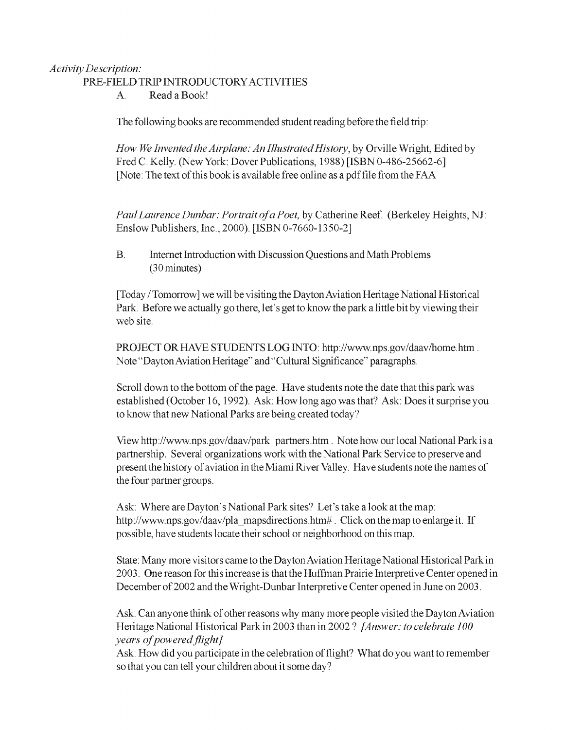*Activity Description:*

PRE-FIELD TRIP INTRODUCTORY ACTIVITIES

A. Read a Book!

The following books are recommended student reading before the field trip:

*How We Invented the Airplane: An Illustrated History*, by Orville Wright, Edited by Fred C. Kelly. (New York: Dover Publications, 1988) [ISBN 0-486-25662-6] [Note: The text of this book is available free online as a pdf file from the FAA

*Paul Laurence Dunbar: Portrait of a Poet,* by Catherine Reef. (Berkeley Heights, NJ: Enslow Publishers, Inc., 2000). [ISBN 0-7660-1350-2]

B. Internet Introduction with Discussion Questions and Math Problems (30 minutes)

[Today / Tomorrow] we will be visiting the Dayton Aviation Heritage National Historical Park. Before we actually go there, let's get to know the park a little bit by viewing their web site.

PROJECT OR HAVE STUDENTS LOG INTO: http://www.nps.gov/daav/home.htm . Note "Dayton Aviation Heritage" and "Cultural Significance" paragraphs.

Scroll down to the bottom of the page. Have students note the date that this park was established (October 16, 1992). Ask: How long ago was that? Ask: Does it surprise you to know that new National Parks are being created today?

View http://www.nps.gov/daav/park_partners.htm . Note how our local National Park is a partnership. Several organizations work with the National Park Service to preserve and present the history of aviation in the Miami River Valley. Have students note the names of the four partner groups.

Ask: Where are Dayton's National Park sites? Let's take a look at the map: http://www.nps.gov/daav/pla_mapsdirections.htm# . Click on the map to enlarge it. If possible, have students locate their school or neighborhood on this map.

State: Many more visitors came to the Dayton Aviation Heritage National Historical Park in 2003. One reason for this increase is that the Huffman Prairie Interpretive Center opened in December of 2002 and the Wright-Dunbar Interpretive Center opened in June on 2003.

Ask: Can anyone think of other reasons why many more people visited the Dayton Aviation Heritage National Historical Park in 2003 than in 2002 ? *[Answer: to celebrate 100 years of powered flight]*

Ask: How did you participate in the celebration of flight? What do you want to remember so that you can tell your children about it some day?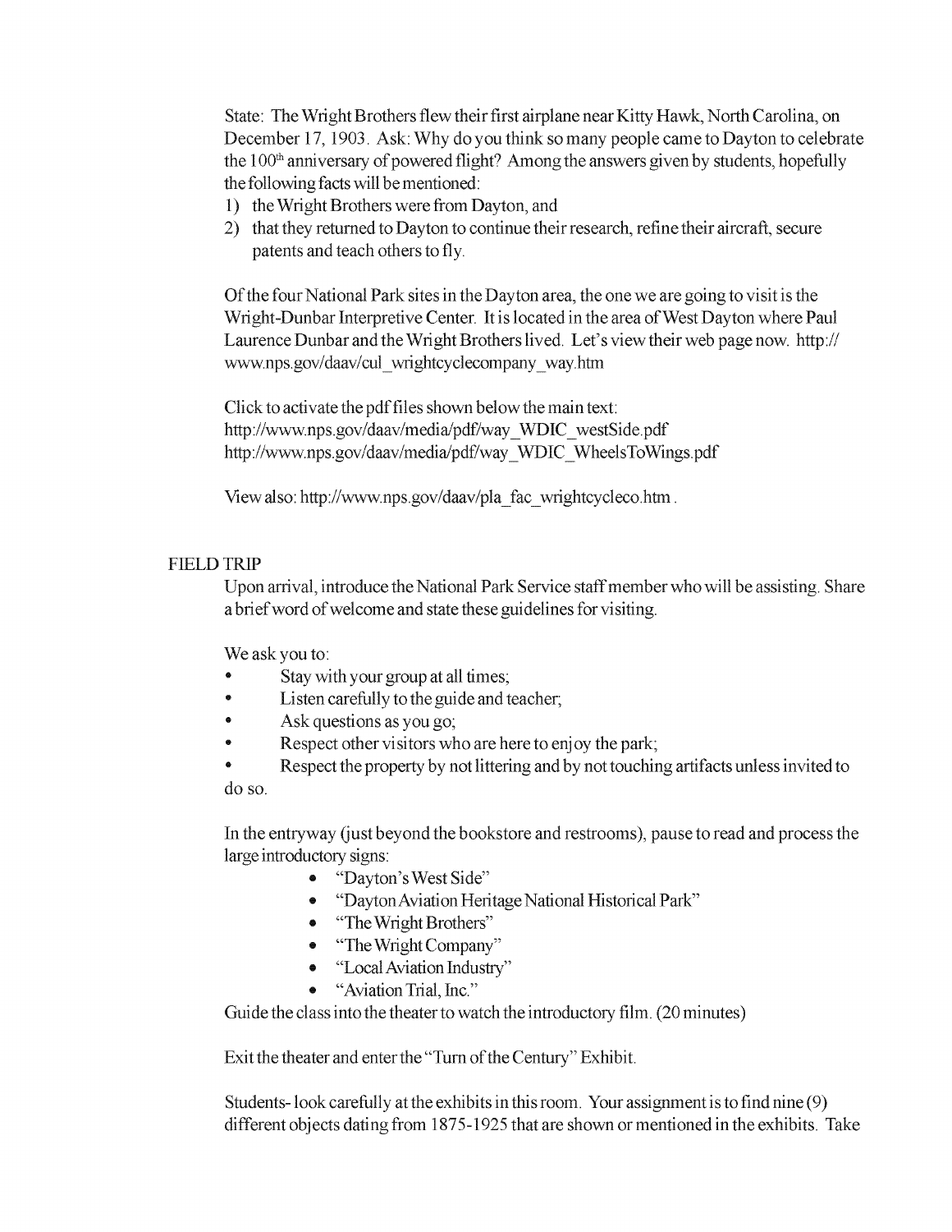State: The Wright Brothers flew their first airplane near Kitty Hawk, North Carolina, on December 17, 1903. Ask: Why do you think so many people came to Dayton to celebrate the 100th anniversary of powered flight? Among the answers given by students, hopefully the following facts will be mentioned:

1) the Wright Brothers were from Dayton, and
2) that they returned to Dayton to continue their research, refine their aircraft, secure patents and teach others to fly.

Of the four National Park sites in the Dayton area, the one we are going to visit is the Wright-Dunbar Interpretive Center. It is located in the area of West Dayton where Paul Laurence Dunbar and the Wright Brothers lived. Let's view their web page now. http://www.nps.gov/daav/cul_wrightcyclecompany_way.htm

Click to activate the pdf files shown below the main text:
http://www.nps.gov/daav/media/pdf/way_WDIC_westSide.pdf
http://www.nps.gov/daav/media/pdf/way_WDIC_WheelsToWings.pdf

View also: http://www.nps.gov/daav/pla_fac_wrightcycleco.htm .

## FIELD TRIP

Upon arrival, introduce the National Park Service staff member who will be assisting. Share a brief word of welcome and state these guidelines for visiting.

We ask you to:

- Stay with your group at all times;
- Listen carefully to the guide and teacher;
- Ask questions as you go;
- Respect other visitors who are here to enjoy the park;
- Respect the property by not littering and by not touching artifacts unless invited to do so.

In the entryway (just beyond the bookstore and restrooms), pause to read and process the large introductory signs:

- "Dayton's West Side"
- "Dayton Aviation Heritage National Historical Park"
- "The Wright Brothers"
- "The Wright Company"
- "Local Aviation Industry"
- "Aviation Trial, Inc."

Guide the class into the theater to watch the introductory film. (20 minutes)

Exit the theater and enter the "Turn of the Century" Exhibit.

Students- look carefully at the exhibits in this room. Your assignment is to find nine (9) different objects dating from 1875-1925 that are shown or mentioned in the exhibits. Take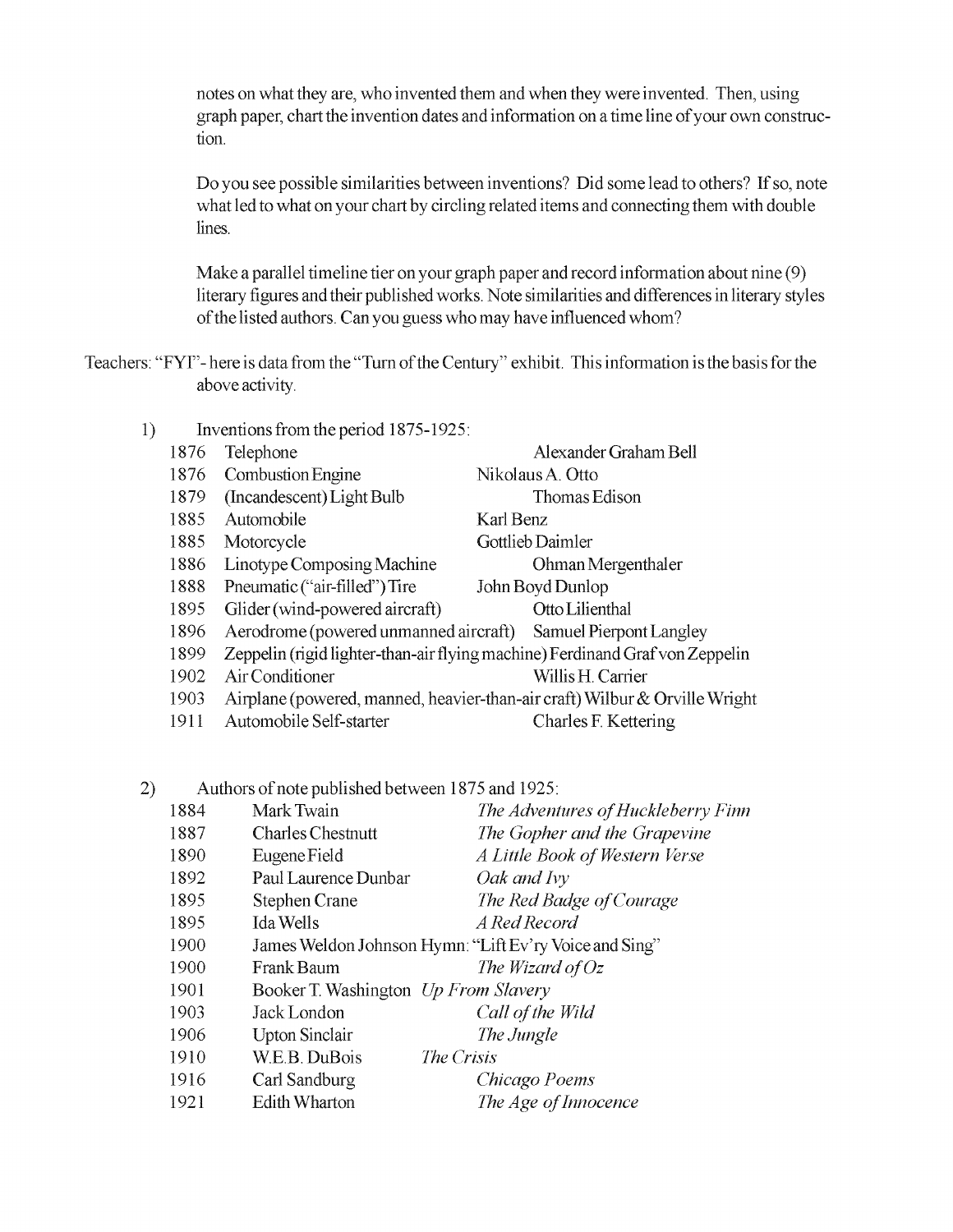notes on what they are, who invented them and when they were invented. Then, using graph paper, chart the invention dates and information on a time line of your own construction.

Do you see possible similarities between inventions? Did some lead to others? If so, note what led to what on your chart by circling related items and connecting them with double lines.

Make a parallel timeline tier on your graph paper and record information about nine (9) literary figures and their published works. Note similarities and differences in literary styles of the listed authors. Can you guess who may have influenced whom?

Teachers: "FYI"- here is data from the "Turn of the Century" exhibit. This information is the basis for the above activity.

1) Inventions from the period 1875-1925:

| Year | Invention | Inventor |
|---|---|---|
| 1876 | Telephone | Alexander Graham Bell |
| 1876 | Combustion Engine | Nikolaus A. Otto |
| 1879 | (Incandescent) Light Bulb | Thomas Edison |
| 1885 | Automobile | Karl Benz |
| 1885 | Motorcycle | Gottlieb Daimler |
| 1886 | Linotype Composing Machine | Ohman Mergenthaler |
| 1888 | Pneumatic ("air-filled") Tire | John Boyd Dunlop |
| 1895 | Glider (wind-powered aircraft) | Otto Lilienthal |
| 1896 | Aerodrome (powered unmanned aircraft) | Samuel Pierpont Langley |
| 1899 | Zeppelin (rigid lighter-than-air flying machine) | Ferdinand Graf von Zeppelin |
| 1902 | Air Conditioner | Willis H. Carrier |
| 1903 | Airplane (powered, manned, heavier-than-air craft) | Wilbur & Orville Wright |
| 1911 | Automobile Self-starter | Charles F. Kettering |

2) Authors of note published between 1875 and 1925:

| Year | Author | Work |
|---|---|---|
| 1884 | Mark Twain | *The Adventures of Huckleberry Finn* |
| 1887 | Charles Chestnutt | *The Gopher and the Grapevine* |
| 1890 | Eugene Field | *A Little Book of Western Verse* |
| 1892 | Paul Laurence Dunbar | *Oak and Ivy* |
| 1895 | Stephen Crane | *The Red Badge of Courage* |
| 1895 | Ida Wells | *A Red Record* |
| 1900 | James Weldon Johnson | Hymn: "Lift Ev'ry Voice and Sing" |
| 1900 | Frank Baum | *The Wizard of Oz* |
| 1901 | Booker T. Washington | *Up From Slavery* |
| 1903 | Jack London | *Call of the Wild* |
| 1906 | Upton Sinclair | *The Jungle* |
| 1910 | W.E.B. DuBois | *The Crisis* |
| 1916 | Carl Sandburg | *Chicago Poems* |
| 1921 | Edith Wharton | *The Age of Innocence* |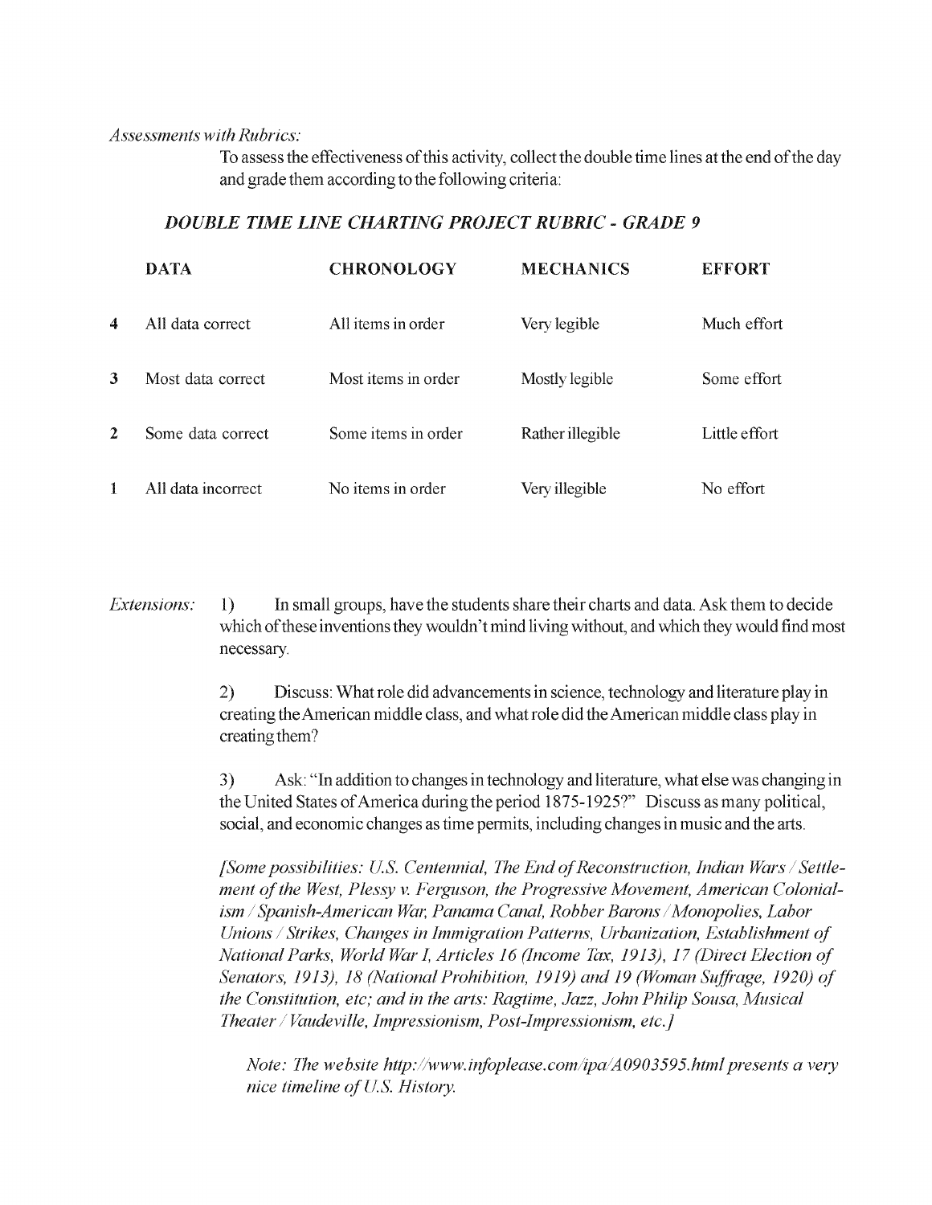*Assessments with Rubrics:*

To assess the effectiveness of this activity, collect the double time lines at the end of the day and grade them according to the following criteria:

### *DOUBLE TIME LINE CHARTING PROJECT RUBRIC - GRADE 9*

| | DATA | CHRONOLOGY | MECHANICS | EFFORT |
|---|---|---|---|---|
| **4** | All data correct | All items in order | Very legible | Much effort |
| **3** | Most data correct | Most items in order | Mostly legible | Some effort |
| **2** | Some data correct | Some items in order | Rather illegible | Little effort |
| **1** | All data incorrect | No items in order | Very illegible | No effort |

*Extensions:*

1) In small groups, have the students share their charts and data. Ask them to decide which of these inventions they wouldn't mind living without, and which they would find most necessary.

2) Discuss: What role did advancements in science, technology and literature play in creating the American middle class, and what role did the American middle class play in creating them?

3) Ask: "In addition to changes in technology and literature, what else was changing in the United States of America during the period 1875-1925?" Discuss as many political, social, and economic changes as time permits, including changes in music and the arts.

*[Some possibilities: U.S. Centennial, The End of Reconstruction, Indian Wars / Settlement of the West, Plessy v. Ferguson, the Progressive Movement, American Colonialism / Spanish-American War, Panama Canal, Robber Barons / Monopolies, Labor Unions / Strikes, Changes in Immigration Patterns, Urbanization, Establishment of National Parks, World War I, Articles 16 (Income Tax, 1913), 17 (Direct Election of Senators, 1913), 18 (National Prohibition, 1919) and 19 (Woman Suffrage, 1920) of the Constitution, etc; and in the arts: Ragtime, Jazz, John Philip Sousa, Musical Theater / Vaudeville, Impressionism, Post-Impressionism, etc.]*

*Note: The website http://www.infoplease.com/ipa/A0903595.html presents a very nice timeline of U.S. History.*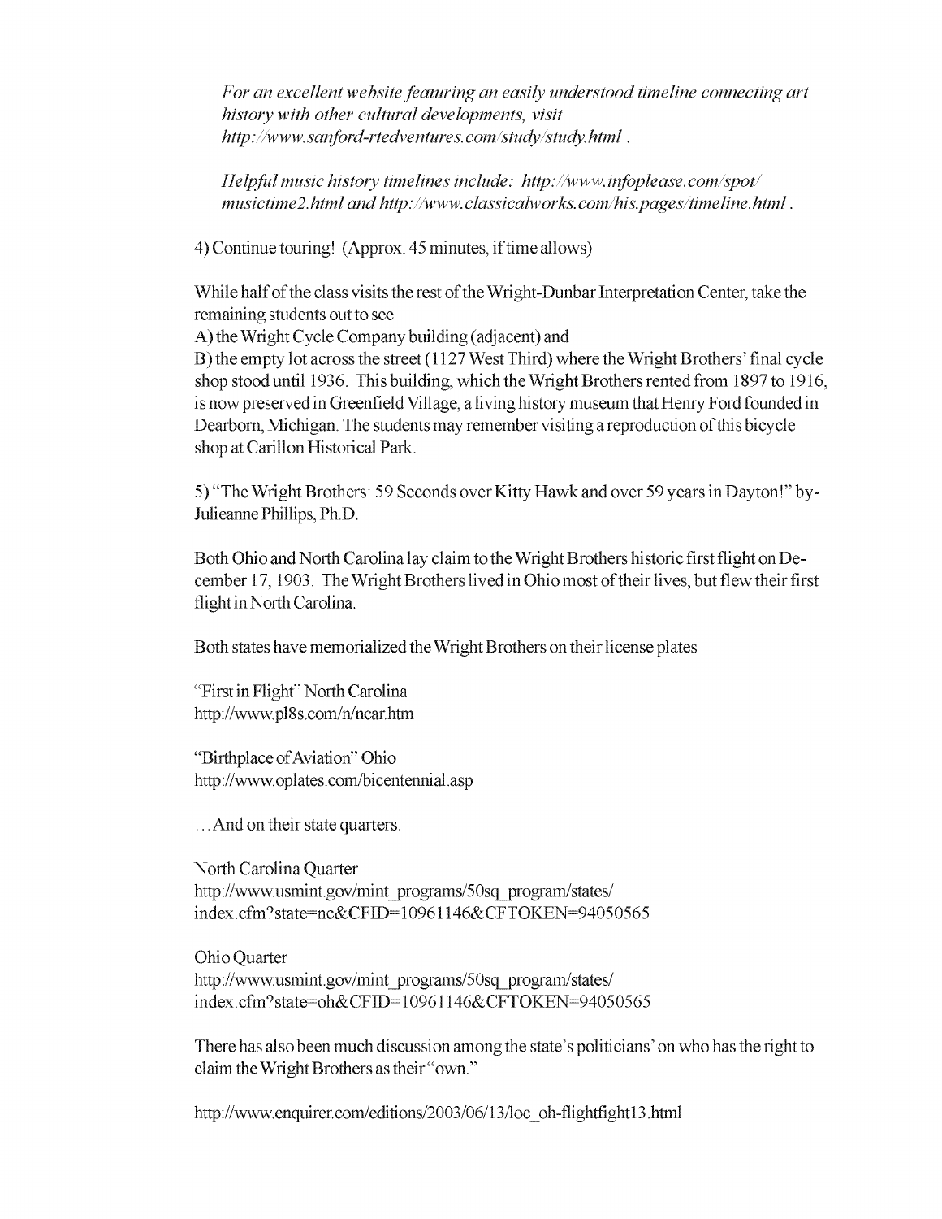*For an excellent website featuring an easily understood timeline connecting art history with other cultural developments, visit http://www.sanford-rtedventures.com/study/study.html .*

*Helpful music history timelines include: http://www.infoplease.com/spot/musictime2.html and http://www.classicalworks.com/his.pages/timeline.html .*

4) Continue touring! (Approx. 45 minutes, if time allows)

While half of the class visits the rest of the Wright-Dunbar Interpretation Center, take the remaining students out to see

A) the Wright Cycle Company building (adjacent) and

B) the empty lot across the street (1127 West Third) where the Wright Brothers' final cycle shop stood until 1936. This building, which the Wright Brothers rented from 1897 to 1916, is now preserved in Greenfield Village, a living history museum that Henry Ford founded in Dearborn, Michigan. The students may remember visiting a reproduction of this bicycle shop at Carillon Historical Park.

5) "The Wright Brothers: 59 Seconds over Kitty Hawk and over 59 years in Dayton!" by- Julieanne Phillips, Ph.D.

Both Ohio and North Carolina lay claim to the Wright Brothers historic first flight on December 17, 1903. The Wright Brothers lived in Ohio most of their lives, but flew their first flight in North Carolina.

Both states have memorialized the Wright Brothers on their license plates

"First in Flight" North Carolina
http://www.pl8s.com/n/ncar.htm

"Birthplace of Aviation" Ohio
http://www.oplates.com/bicentennial.asp

…And on their state quarters.

North Carolina Quarter
http://www.usmint.gov/mint_programs/50sq_program/states/index.cfm?state=nc&CFID=10961146&CFTOKEN=94050565

Ohio Quarter
http://www.usmint.gov/mint_programs/50sq_program/states/index.cfm?state=oh&CFID=10961146&CFTOKEN=94050565

There has also been much discussion among the state's politicians' on who has the right to claim the Wright Brothers as their "own."

http://www.enquirer.com/editions/2003/06/13/loc_oh-flightfight13.html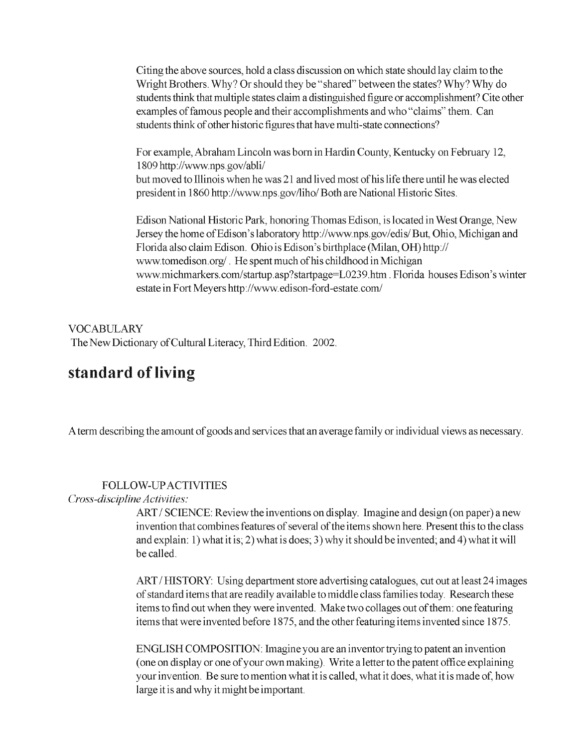Citing the above sources, hold a class discussion on which state should lay claim to the Wright Brothers. Why? Or should they be "shared" between the states? Why? Why do students think that multiple states claim a distinguished figure or accomplishment? Cite other examples of famous people and their accomplishments and who "claims" them. Can students think of other historic figures that have multi-state connections?

For example, Abraham Lincoln was born in Hardin County, Kentucky on February 12, 1809 http://www.nps.gov/abli/
but moved to Illinois when he was 21 and lived most of his life there until he was elected president in 1860 http://www.nps.gov/liho/ Both are National Historic Sites.

Edison National Historic Park, honoring Thomas Edison, is located in West Orange, New Jersey the home of Edison's laboratory http://www.nps.gov/edis/ But, Ohio, Michigan and Florida also claim Edison. Ohio is Edison's birthplace (Milan, OH) http://www.tomedison.org/ . He spent much of his childhood in Michigan www.michmarkers.com/startup.asp?startpage=L0239.htm . Florida houses Edison's winter estate in Fort Meyers http://www.edison-ford-estate.com/

VOCABULARY
The New Dictionary of Cultural Literacy, Third Edition. 2002.

## standard of living

A term describing the amount of goods and services that an average family or individual views as necessary.

FOLLOW-UP ACTIVITIES

*Cross-discipline Activities:*

ART / SCIENCE: Review the inventions on display. Imagine and design (on paper) a new invention that combines features of several of the items shown here. Present this to the class and explain: 1) what it is; 2) what is does; 3) why it should be invented; and 4) what it will be called.

ART / HISTORY: Using department store advertising catalogues, cut out at least 24 images of standard items that are readily available to middle class families today. Research these items to find out when they were invented. Make two collages out of them: one featuring items that were invented before 1875, and the other featuring items invented since 1875.

ENGLISH COMPOSITION: Imagine you are an inventor trying to patent an invention (one on display or one of your own making). Write a letter to the patent office explaining your invention. Be sure to mention what it is called, what it does, what it is made of, how large it is and why it might be important.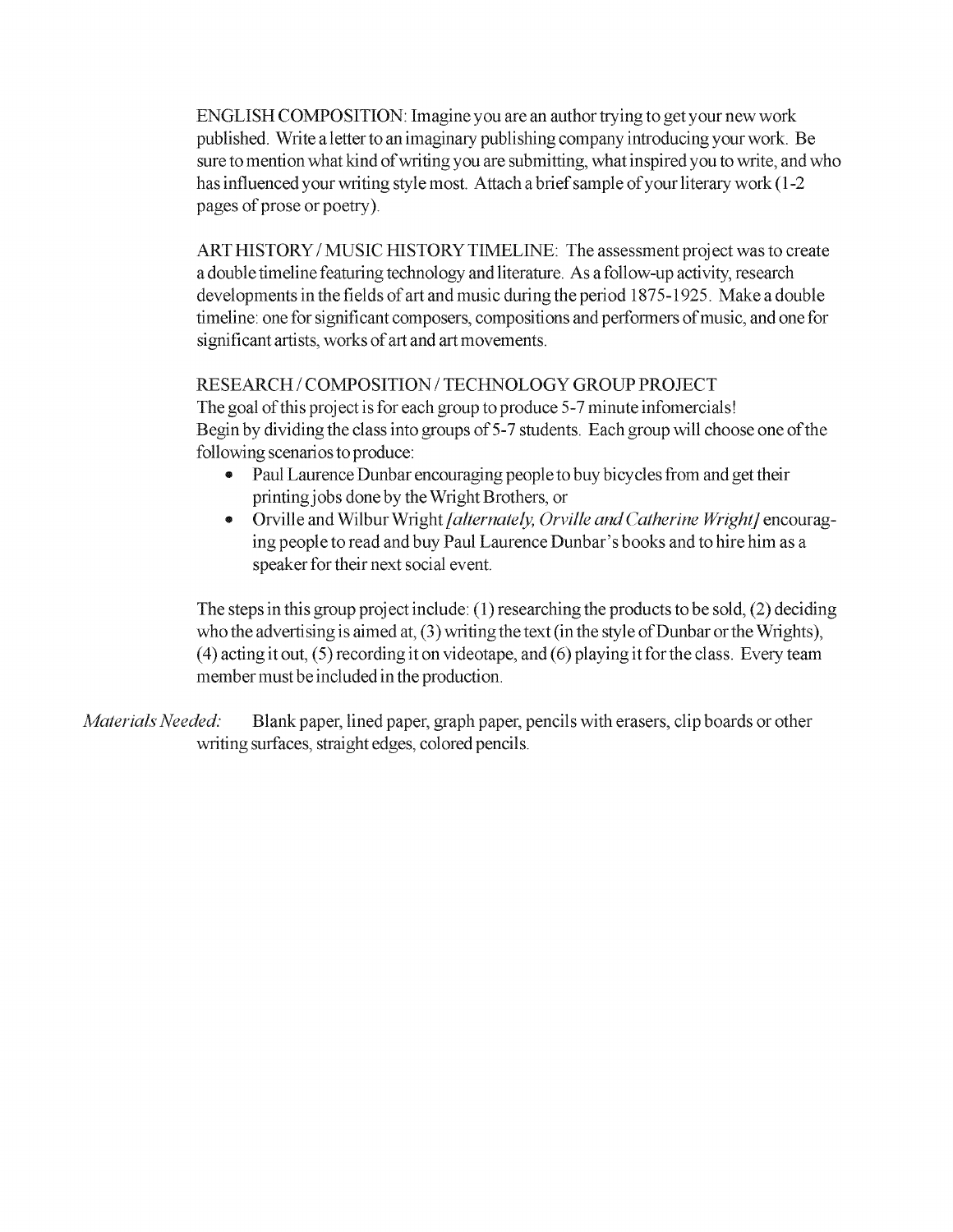ENGLISH COMPOSITION: Imagine you are an author trying to get your new work published. Write a letter to an imaginary publishing company introducing your work. Be sure to mention what kind of writing you are submitting, what inspired you to write, and who has influenced your writing style most. Attach a brief sample of your literary work (1-2 pages of prose or poetry).

ART HISTORY / MUSIC HISTORY TIMELINE: The assessment project was to create a double timeline featuring technology and literature. As a follow-up activity, research developments in the fields of art and music during the period 1875-1925. Make a double timeline: one for significant composers, compositions and performers of music, and one for significant artists, works of art and art movements.

RESEARCH / COMPOSITION / TECHNOLOGY GROUP PROJECT
The goal of this project is for each group to produce 5-7 minute infomercials!
Begin by dividing the class into groups of 5-7 students. Each group will choose one of the following scenarios to produce:

- Paul Laurence Dunbar encouraging people to buy bicycles from and get their printing jobs done by the Wright Brothers, or
- Orville and Wilbur Wright *[alternately, Orville and Catherine Wright]* encouraging people to read and buy Paul Laurence Dunbar's books and to hire him as a speaker for their next social event.

The steps in this group project include: (1) researching the products to be sold, (2) deciding who the advertising is aimed at, (3) writing the text (in the style of Dunbar or the Wrights), (4) acting it out, (5) recording it on videotape, and (6) playing it for the class. Every team member must be included in the production.

*Materials Needed:* Blank paper, lined paper, graph paper, pencils with erasers, clip boards or other writing surfaces, straight edges, colored pencils.